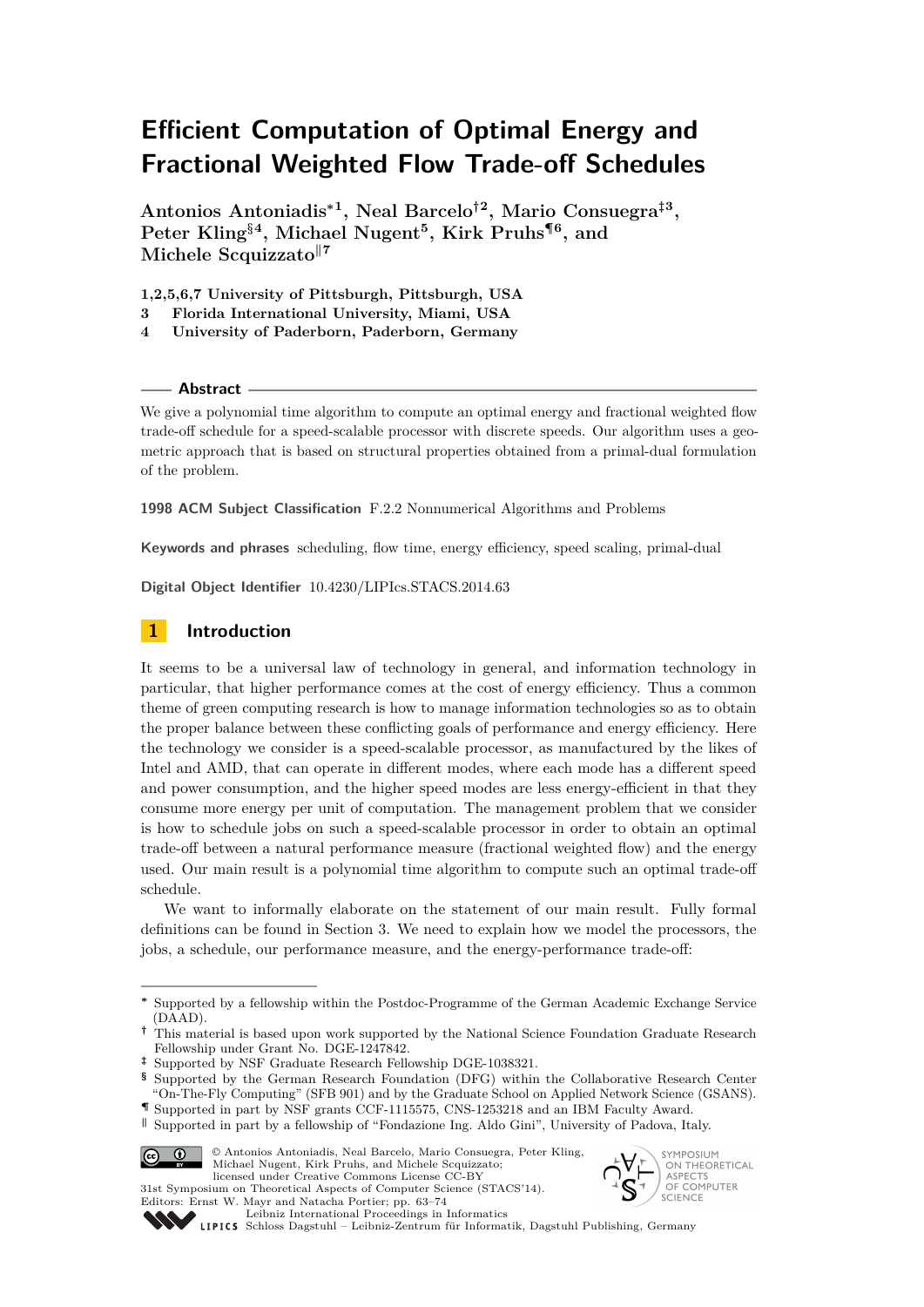# Efficient Computation of Optimal Energy and Fractional Weighted Flow Trade-off Schedules

**Antonios Antoniadis*[1], Neal Barcelo†[2], Mario Consuegra‡[3], Peter Kling§[4], Michael Nugent[5], Kirk Pruhs¶[6], and Michele Scquizzato‖[7]**

**1,2,5,6,7 University of Pittsburgh, Pittsburgh, USA**
**3 Florida International University, Miami, USA**
**4 University of Paderborn, Paderborn, Germany**

## Abstract

We give a polynomial time algorithm to compute an optimal energy and fractional weighted flow trade-off schedule for a speed-scalable processor with discrete speeds. Our algorithm uses a geometric approach that is based on structural properties obtained from a primal-dual formulation of the problem.

**1998 ACM Subject Classification** F.2.2 Nonnumerical Algorithms and Problems

**Keywords and phrases** scheduling, flow time, energy efficiency, speed scaling, primal-dual

**Digital Object Identifier** 10.4230/LIPIcs.STACS.2014.63

## 1 Introduction

It seems to be a universal law of technology in general, and information technology in particular, that higher performance comes at the cost of energy efficiency. Thus a common theme of green computing research is how to manage information technologies so as to obtain the proper balance between these conflicting goals of performance and energy efficiency. Here the technology we consider is a speed-scalable processor, as manufactured by the likes of Intel and AMD, that can operate in different modes, where each mode has a different speed and power consumption, and the higher speed modes are less energy-efficient in that they consume more energy per unit of computation. The management problem that we consider is how to schedule jobs on such a speed-scalable processor in order to obtain an optimal trade-off between a natural performance measure (fractional weighted flow) and the energy used. Our main result is a polynomial time algorithm to compute such an optimal trade-off schedule.

We want to informally elaborate on the statement of our main result. Fully formal definitions can be found in Section 3. We need to explain how we model the processors, the jobs, a schedule, our performance measure, and the energy-performance trade-off:

---

\* Supported by a fellowship within the Postdoc-Programme of the German Academic Exchange Service (DAAD).

† This material is based upon work supported by the National Science Foundation Graduate Research Fellowship under Grant No. DGE-1247842.

‡ Supported by NSF Graduate Research Fellowship DGE-1038321.

§ Supported by the German Research Foundation (DFG) within the Collaborative Research Center "On-The-Fly Computing" (SFB 901) and by the Graduate School on Applied Network Science (GSANS).

¶ Supported in part by NSF grants CCF-1115575, CNS-1253218 and an IBM Faculty Award.

‖ Supported in part by a fellowship of "Fondazione Ing. Aldo Gini", University of Padova, Italy.

© Antonios Antoniadis, Neal Barcelo, Mario Consuegra, Peter Kling, Michael Nugent, Kirk Pruhs, and Michele Scquizzato; licensed under Creative Commons License CC-BY
31st Symposium on Theoretical Aspects of Computer Science (STACS'14).
Editors: Ernst W. Mayr and Natacha Portier; pp. 63–74
Leibniz International Proceedings in Informatics
Schloss Dagstuhl – Leibniz-Zentrum für Informatik, Dagstuhl Publishing, Germany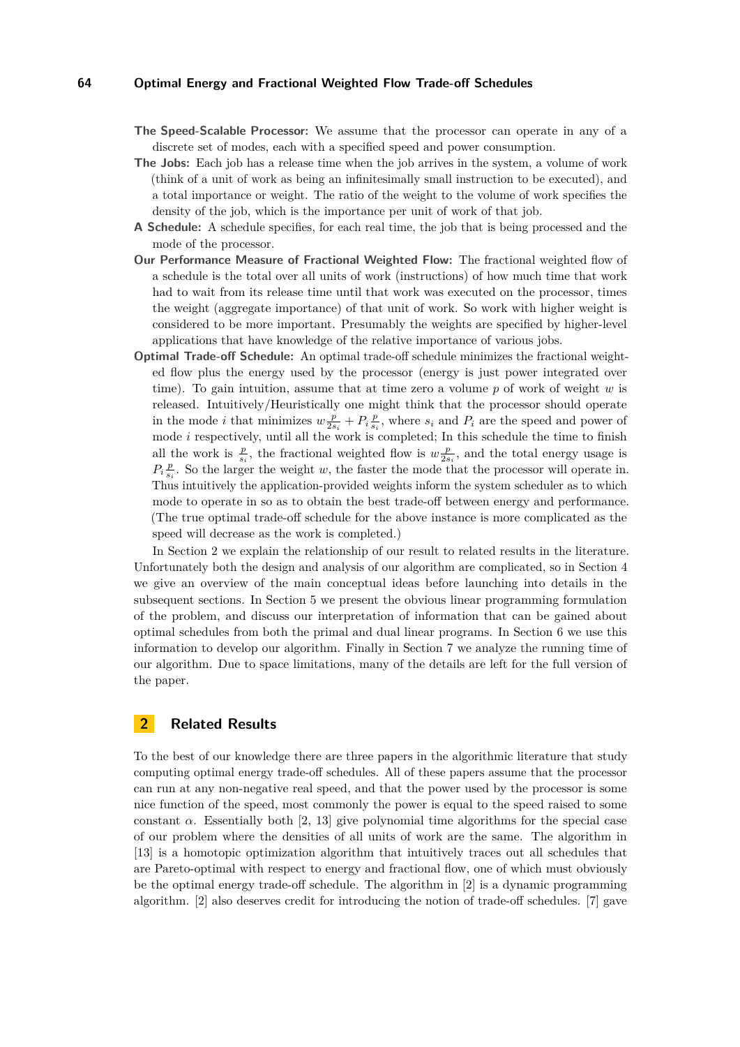- **The Speed-Scalable Processor:** We assume that the processor can operate in any of a discrete set of modes, each with a specified speed and power consumption.
- **The Jobs:** Each job has a release time when the job arrives in the system, a volume of work (think of a unit of work as being an infinitesimally small instruction to be executed), and a total importance or weight. The ratio of the weight to the volume of work specifies the density of the job, which is the importance per unit of work of that job.
- **A Schedule:** A schedule specifies, for each real time, the job that is being processed and the mode of the processor.
- **Our Performance Measure of Fractional Weighted Flow:** The fractional weighted flow of a schedule is the total over all units of work (instructions) of how much time that work had to wait from its release time until that work was executed on the processor, times the weight (aggregate importance) of that unit of work. So work with higher weight is considered to be more important. Presumably the weights are specified by higher-level applications that have knowledge of the relative importance of various jobs.
- **Optimal Trade-off Schedule:** An optimal trade-off schedule minimizes the fractional weighted flow plus the energy used by the processor (energy is just power integrated over time). To gain intuition, assume that at time zero a volume $p$ of work of weight $w$ is released. Intuitively/Heuristically one might think that the processor should operate in the mode $i$ that minimizes $w\frac{p}{2s_i} + P_i\frac{p}{s_i}$, where $s_i$ and $P_i$ are the speed and power of mode $i$ respectively, until all the work is completed; In this schedule the time to finish all the work is $\frac{p}{s_i}$, the fractional weighted flow is $w\frac{p}{2s_i}$, and the total energy usage is $P_i\frac{p}{s_i}$. So the larger the weight $w$, the faster the mode that the processor will operate in. Thus intuitively the application-provided weights inform the system scheduler as to which mode to operate in so as to obtain the best trade-off between energy and performance. (The true optimal trade-off schedule for the above instance is more complicated as the speed will decrease as the work is completed.)

In Section 2 we explain the relationship of our result to related results in the literature. Unfortunately both the design and analysis of our algorithm are complicated, so in Section 4 we give an overview of the main conceptual ideas before launching into details in the subsequent sections. In Section 5 we present the obvious linear programming formulation of the problem, and discuss our interpretation of information that can be gained about optimal schedules from both the primal and dual linear programs. In Section 6 we use this information to develop our algorithm. Finally in Section 7 we analyze the running time of our algorithm. Due to space limitations, many of the details are left for the full version of the paper.

## 2 Related Results

To the best of our knowledge there are three papers in the algorithmic literature that study computing optimal energy trade-off schedules. All of these papers assume that the processor can run at any non-negative real speed, and that the power used by the processor is some nice function of the speed, most commonly the power is equal to the speed raised to some constant $\alpha$. Essentially both [2, 13] give polynomial time algorithms for the special case of our problem where the densities of all units of work are the same. The algorithm in [13] is a homotopic optimization algorithm that intuitively traces out all schedules that are Pareto-optimal with respect to energy and fractional flow, one of which must obviously be the optimal energy trade-off schedule. The algorithm in [2] is a dynamic programming algorithm. [2] also deserves credit for introducing the notion of trade-off schedules. [7] gave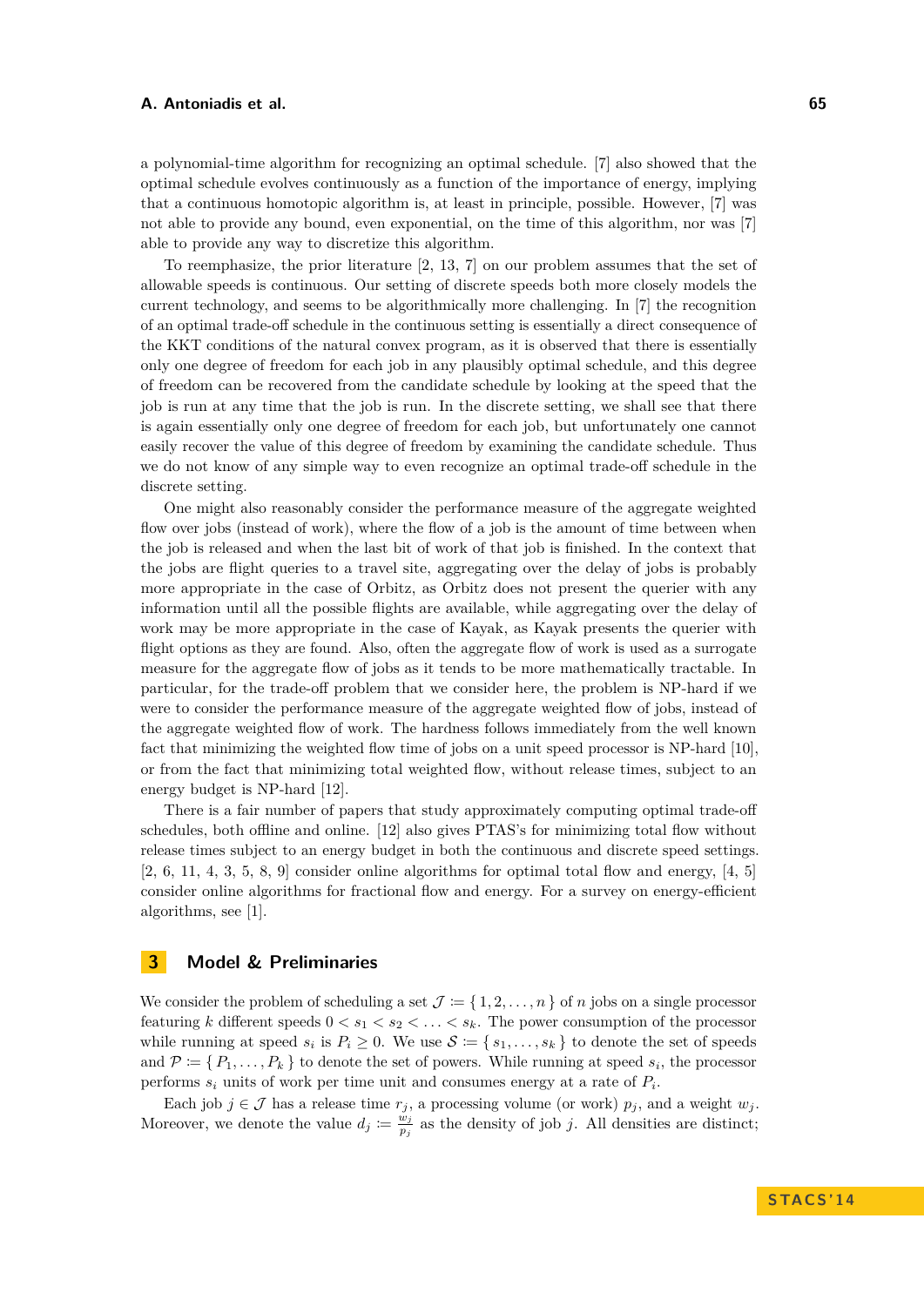a polynomial-time algorithm for recognizing an optimal schedule. [7] also showed that the optimal schedule evolves continuously as a function of the importance of energy, implying that a continuous homotopic algorithm is, at least in principle, possible. However, [7] was not able to provide any bound, even exponential, on the time of this algorithm, nor was [7] able to provide any way to discretize this algorithm.

To reemphasize, the prior literature [2, 13, 7] on our problem assumes that the set of allowable speeds is continuous. Our setting of discrete speeds both more closely models the current technology, and seems to be algorithmically more challenging. In [7] the recognition of an optimal trade-off schedule in the continuous setting is essentially a direct consequence of the KKT conditions of the natural convex program, as it is observed that there is essentially only one degree of freedom for each job in any plausibly optimal schedule, and this degree of freedom can be recovered from the candidate schedule by looking at the speed that the job is run at any time that the job is run. In the discrete setting, we shall see that there is again essentially only one degree of freedom for each job, but unfortunately one cannot easily recover the value of this degree of freedom by examining the candidate schedule. Thus we do not know of any simple way to even recognize an optimal trade-off schedule in the discrete setting.

One might also reasonably consider the performance measure of the aggregate weighted flow over jobs (instead of work), where the flow of a job is the amount of time between when the job is released and when the last bit of work of that job is finished. In the context that the jobs are flight queries to a travel site, aggregating over the delay of jobs is probably more appropriate in the case of Orbitz, as Orbitz does not present the querier with any information until all the possible flights are available, while aggregating over the delay of work may be more appropriate in the case of Kayak, as Kayak presents the querier with flight options as they are found. Also, often the aggregate flow of work is used as a surrogate measure for the aggregate flow of jobs as it tends to be more mathematically tractable. In particular, for the trade-off problem that we consider here, the problem is NP-hard if we were to consider the performance measure of the aggregate weighted flow of jobs, instead of the aggregate weighted flow of work. The hardness follows immediately from the well known fact that minimizing the weighted flow time of jobs on a unit speed processor is NP-hard [10], or from the fact that minimizing total weighted flow, without release times, subject to an energy budget is NP-hard [12].

There is a fair number of papers that study approximately computing optimal trade-off schedules, both offline and online. [12] also gives PTAS's for minimizing total flow without release times subject to an energy budget in both the continuous and discrete speed settings. [2, 6, 11, 4, 3, 5, 8, 9] consider online algorithms for optimal total flow and energy, [4, 5] consider online algorithms for fractional flow and energy. For a survey on energy-efficient algorithms, see [1].

## 3 Model & Preliminaries

We consider the problem of scheduling a set $\mathcal{J} := \{1, 2, \ldots, n\}$ of $n$ jobs on a single processor featuring $k$ different speeds $0 < s_1 < s_2 < \ldots < s_k$. The power consumption of the processor while running at speed $s_i$ is $P_i \geq 0$. We use $\mathcal{S} := \{s_1, \ldots, s_k\}$ to denote the set of speeds and $\mathcal{P} := \{P_1, \ldots, P_k\}$ to denote the set of powers. While running at speed $s_i$, the processor performs $s_i$ units of work per time unit and consumes energy at a rate of $P_i$.

Each job $j \in \mathcal{J}$ has a release time $r_j$, a processing volume (or work) $p_j$, and a weight $w_j$. Moreover, we denote the value $d_j := \frac{w_j}{p_j}$ as the density of job $j$. All densities are distinct;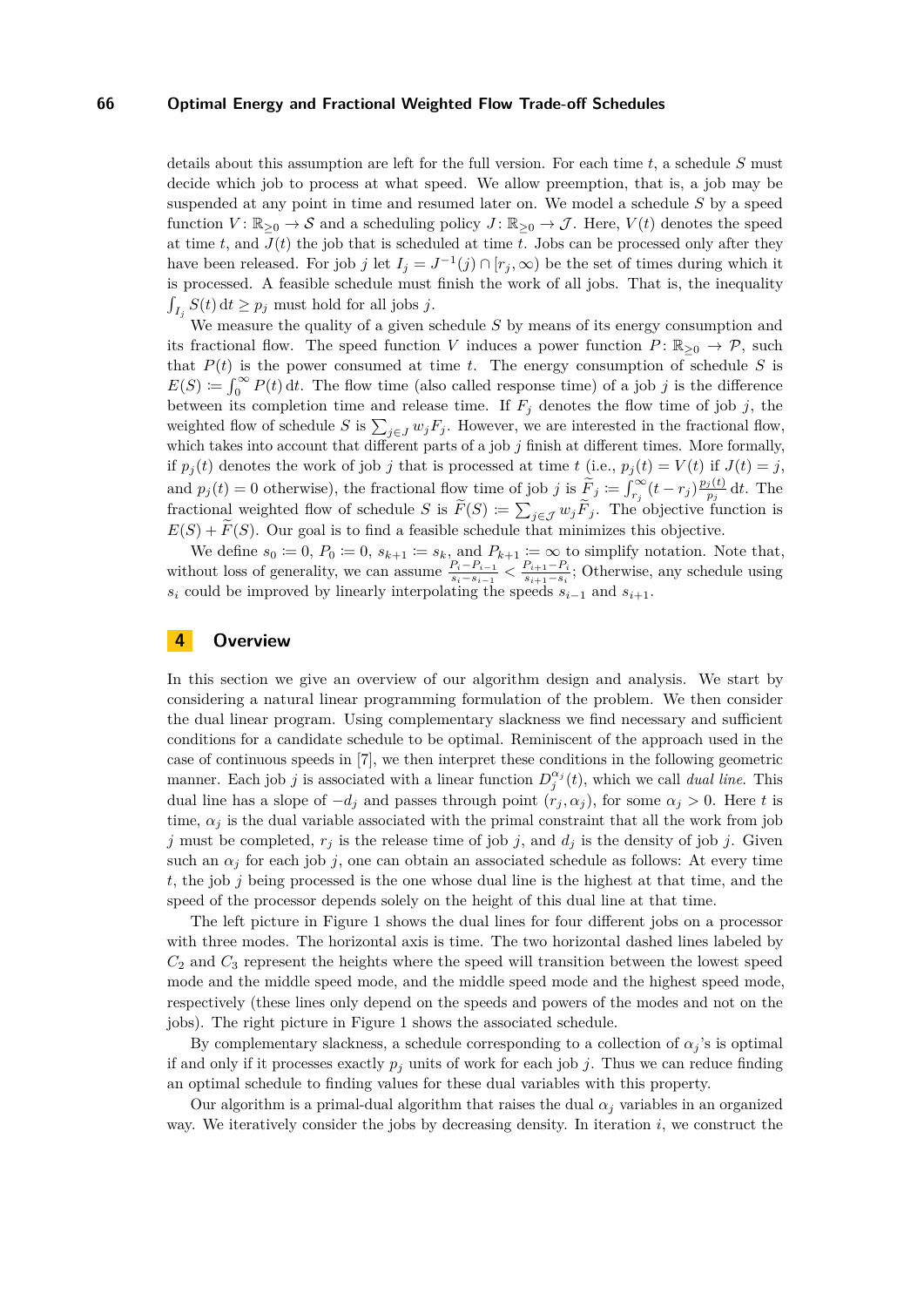details about this assumption are left for the full version. For each time $t$, a schedule $S$ must decide which job to process at what speed. We allow preemption, that is, a job may be suspended at any point in time and resumed later on. We model a schedule $S$ by a speed function $V\colon \mathbb{R}_{\geq 0} \to \mathcal{S}$ and a scheduling policy $J\colon \mathbb{R}_{\geq 0} \to \mathcal{J}$. Here, $V(t)$ denotes the speed at time $t$, and $J(t)$ the job that is scheduled at time $t$. Jobs can be processed only after they have been released. For job $j$ let $I_j = J^{-1}(j) \cap [r_j, \infty)$ be the set of times during which it is processed. A feasible schedule must finish the work of all jobs. That is, the inequality $\int_{I_j} S(t)\,\mathrm{d}t \geq p_j$ must hold for all jobs $j$.

We measure the quality of a given schedule $S$ by means of its energy consumption and its fractional flow. The speed function $V$ induces a power function $P\colon \mathbb{R}_{\geq 0} \to \mathcal{P}$, such that $P(t)$ is the power consumed at time $t$. The energy consumption of schedule $S$ is $E(S) \coloneqq \int_0^\infty P(t)\,\mathrm{d}t$. The flow time (also called response time) of a job $j$ is the difference between its completion time and release time. If $F_j$ denotes the flow time of job $j$, the weighted flow of schedule $S$ is $\sum_{j\in J} w_j F_j$. However, we are interested in the fractional flow, which takes into account that different parts of a job $j$ finish at different times. More formally, if $p_j(t)$ denotes the work of job $j$ that is processed at time $t$ (i.e., $p_j(t) = V(t)$ if $J(t) = j$, and $p_j(t) = 0$ otherwise), the fractional flow time of job $j$ is $\widetilde{F}_j \coloneqq \int_{r_j}^\infty (t - r_j)\frac{p_j(t)}{p_j}\,\mathrm{d}t$. The fractional weighted flow of schedule $S$ is $\widetilde{F}(S) \coloneqq \sum_{j\in\mathcal{J}} w_j \widetilde{F}_j$. The objective function is $E(S) + \widetilde{F}(S)$. Our goal is to find a feasible schedule that minimizes this objective.

We define $s_0 \coloneqq 0$, $P_0 \coloneqq 0$, $s_{k+1} \coloneqq s_k$, and $P_{k+1} \coloneqq \infty$ to simplify notation. Note that, without loss of generality, we can assume $\frac{P_i - P_{i-1}}{s_i - s_{i-1}} < \frac{P_{i+1} - P_i}{s_{i+1} - s_i}$; Otherwise, any schedule using $s_i$ could be improved by linearly interpolating the speeds $s_{i-1}$ and $s_{i+1}$.

# 4 Overview

In this section we give an overview of our algorithm design and analysis. We start by considering a natural linear programming formulation of the problem. We then consider the dual linear program. Using complementary slackness we find necessary and sufficient conditions for a candidate schedule to be optimal. Reminiscent of the approach used in the case of continuous speeds in [7], we then interpret these conditions in the following geometric manner. Each job $j$ is associated with a linear function $D_j^{\alpha_j}(t)$, which we call *dual line*. This dual line has a slope of $-d_j$ and passes through point $(r_j, \alpha_j)$, for some $\alpha_j > 0$. Here $t$ is time, $\alpha_j$ is the dual variable associated with the primal constraint that all the work from job $j$ must be completed, $r_j$ is the release time of job $j$, and $d_j$ is the density of job $j$. Given such an $\alpha_j$ for each job $j$, one can obtain an associated schedule as follows: At every time $t$, the job $j$ being processed is the one whose dual line is the highest at that time, and the speed of the processor depends solely on the height of this dual line at that time.

The left picture in Figure 1 shows the dual lines for four different jobs on a processor with three modes. The horizontal axis is time. The two horizontal dashed lines labeled by $C_2$ and $C_3$ represent the heights where the speed will transition between the lowest speed mode and the middle speed mode, and the middle speed mode and the highest speed mode, respectively (these lines only depend on the speeds and powers of the modes and not on the jobs). The right picture in Figure 1 shows the associated schedule.

By complementary slackness, a schedule corresponding to a collection of $\alpha_j$'s is optimal if and only if it processes exactly $p_j$ units of work for each job $j$. Thus we can reduce finding an optimal schedule to finding values for these dual variables with this property.

Our algorithm is a primal-dual algorithm that raises the dual $\alpha_j$ variables in an organized way. We iteratively consider the jobs by decreasing density. In iteration $i$, we construct the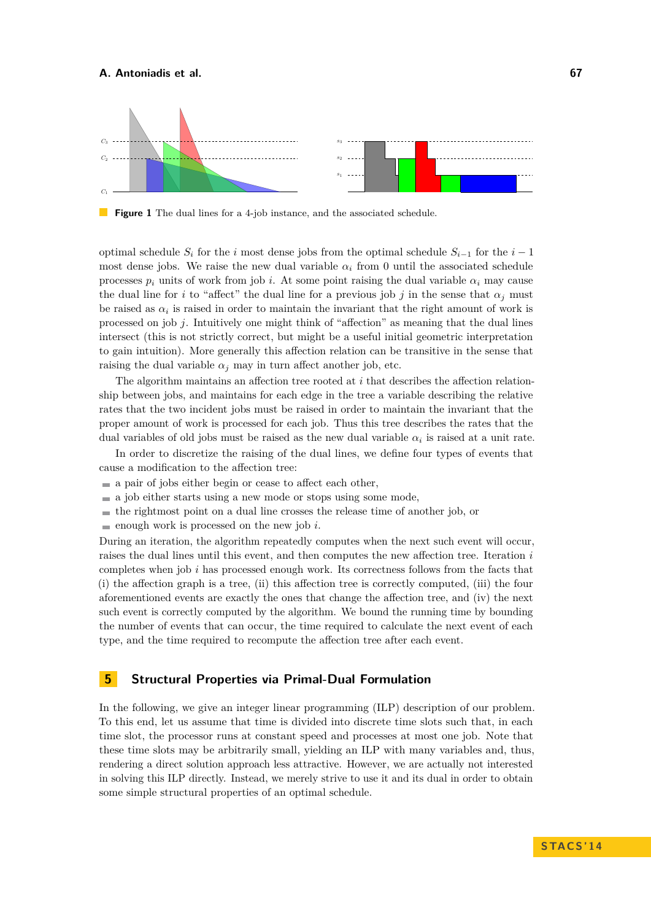**Figure 1** The dual lines for a 4-job instance, and the associated schedule.

optimal schedule $S_i$ for the $i$ most dense jobs from the optimal schedule $S_{i-1}$ for the $i-1$ most dense jobs. We raise the new dual variable $\alpha_i$ from 0 until the associated schedule processes $p_i$ units of work from job $i$. At some point raising the dual variable $\alpha_i$ may cause the dual line for $i$ to "affect" the dual line for a previous job $j$ in the sense that $\alpha_j$ must be raised as $\alpha_i$ is raised in order to maintain the invariant that the right amount of work is processed on job $j$. Intuitively one might think of "affection" as meaning that the dual lines intersect (this is not strictly correct, but might be a useful initial geometric interpretation to gain intuition). More generally this affection relation can be transitive in the sense that raising the dual variable $\alpha_j$ may in turn affect another job, etc.

The algorithm maintains an affection tree rooted at $i$ that describes the affection relationship between jobs, and maintains for each edge in the tree a variable describing the relative rates that the two incident jobs must be raised in order to maintain the invariant that the proper amount of work is processed for each job. Thus this tree describes the rates that the dual variables of old jobs must be raised as the new dual variable $\alpha_i$ is raised at a unit rate.

In order to discretize the raising of the dual lines, we define four types of events that cause a modification to the affection tree:

- a pair of jobs either begin or cease to affect each other,
- a job either starts using a new mode or stops using some mode,
- the rightmost point on a dual line crosses the release time of another job, or
- enough work is processed on the new job $i$.

During an iteration, the algorithm repeatedly computes when the next such event will occur, raises the dual lines until this event, and then computes the new affection tree. Iteration $i$ completes when job $i$ has processed enough work. Its correctness follows from the facts that (i) the affection graph is a tree, (ii) this affection tree is correctly computed, (iii) the four aforementioned events are exactly the ones that change the affection tree, and (iv) the next such event is correctly computed by the algorithm. We bound the running time by bounding the number of events that can occur, the time required to calculate the next event of each type, and the time required to recompute the affection tree after each event.

## 5 Structural Properties via Primal-Dual Formulation

In the following, we give an integer linear programming (ILP) description of our problem. To this end, let us assume that time is divided into discrete time slots such that, in each time slot, the processor runs at constant speed and processes at most one job. Note that these time slots may be arbitrarily small, yielding an ILP with many variables and, thus, rendering a direct solution approach less attractive. However, we are actually not interested in solving this ILP directly. Instead, we merely strive to use it and its dual in order to obtain some simple structural properties of an optimal schedule.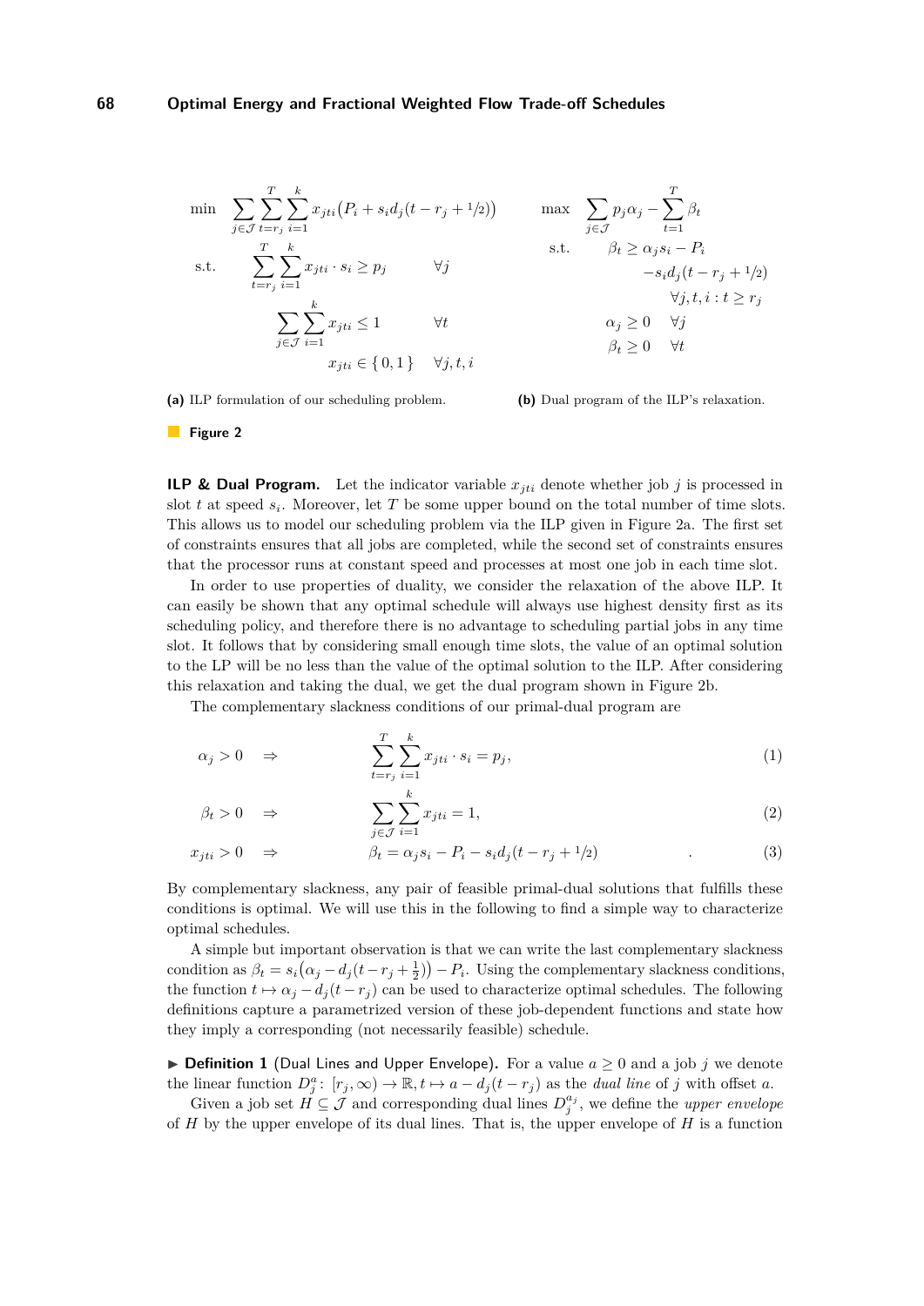$$
\begin{aligned}
\min \quad & \sum_{j\in\mathcal{J}} \sum_{t=r_j}^{T} \sum_{i=1}^{k} x_{jti}\big(P_i + s_i d_j (t - r_j + 1/2)\big) \\
\text{s.t.} \quad & \sum_{t=r_j}^{T} \sum_{i=1}^{k} x_{jti} \cdot s_i \geq p_j \qquad \forall j \\
& \sum_{j\in\mathcal{J}} \sum_{i=1}^{k} x_{jti} \leq 1 \qquad \forall t \\
& x_{jti} \in \{0,1\} \qquad \forall j,t,i
\end{aligned}
$$

**(a)** ILP formulation of our scheduling problem.

$$
\begin{aligned}
\max \quad & \sum_{j\in\mathcal{J}} p_j \alpha_j - \sum_{t=1}^{T} \beta_t \\
\text{s.t.} \quad & \beta_t \geq \alpha_j s_i - P_i \\
& \qquad -s_i d_j (t - r_j + 1/2) \\
& \qquad \forall j,t,i : t \geq r_j \\
& \alpha_j \geq 0 \quad \forall j \\
& \beta_t \geq 0 \quad \forall t
\end{aligned}
$$

**(b)** Dual program of the ILP's relaxation.

**Figure 2**

**ILP & Dual Program.** Let the indicator variable $x_{jti}$ denote whether job $j$ is processed in slot $t$ at speed $s_i$. Moreover, let $T$ be some upper bound on the total number of time slots. This allows us to model our scheduling problem via the ILP given in Figure 2a. The first set of constraints ensures that all jobs are completed, while the second set of constraints ensures that the processor runs at constant speed and processes at most one job in each time slot.

In order to use properties of duality, we consider the relaxation of the above ILP. It can easily be shown that any optimal schedule will always use highest density first as its scheduling policy, and therefore there is no advantage to scheduling partial jobs in any time slot. It follows that by considering small enough time slots, the value of an optimal solution to the LP will be no less than the value of the optimal solution to the ILP. After considering this relaxation and taking the dual, we get the dual program shown in Figure 2b.

The complementary slackness conditions of our primal-dual program are

$$
\alpha_j > 0 \quad \Rightarrow \quad \sum_{t=r_j}^{T} \sum_{i=1}^{k} x_{jti} \cdot s_i = p_j, \tag{1}
$$

$$
\beta_t > 0 \quad \Rightarrow \quad \sum_{j\in\mathcal{J}} \sum_{i=1}^{k} x_{jti} = 1, \tag{2}
$$

$$
x_{jti} > 0 \quad \Rightarrow \quad \beta_t = \alpha_j s_i - P_i - s_i d_j (t - r_j + 1/2) \quad . \tag{3}
$$

By complementary slackness, any pair of feasible primal-dual solutions that fulfills these conditions is optimal. We will use this in the following to find a simple way to characterize optimal schedules.

A simple but important observation is that we can write the last complementary slackness condition as $\beta_t = s_i\big(\alpha_j - d_j(t - r_j + \frac{1}{2})\big) - P_i$. Using the complementary slackness conditions, the function $t \mapsto \alpha_j - d_j(t - r_j)$ can be used to characterize optimal schedules. The following definitions capture a parametrized version of these job-dependent functions and state how they imply a corresponding (not necessarily feasible) schedule.

▶ **Definition 1** (Dual Lines and Upper Envelope)**.** For a value $a \geq 0$ and a job $j$ we denote the linear function $D_j^a\colon [r_j, \infty) \to \mathbb{R}, t \mapsto a - d_j(t - r_j)$ as the *dual line* of $j$ with offset $a$.

Given a job set $H \subseteq \mathcal{J}$ and corresponding dual lines $D_j^{a_j}$, we define the *upper envelope* of $H$ by the upper envelope of its dual lines. That is, the upper envelope of $H$ is a function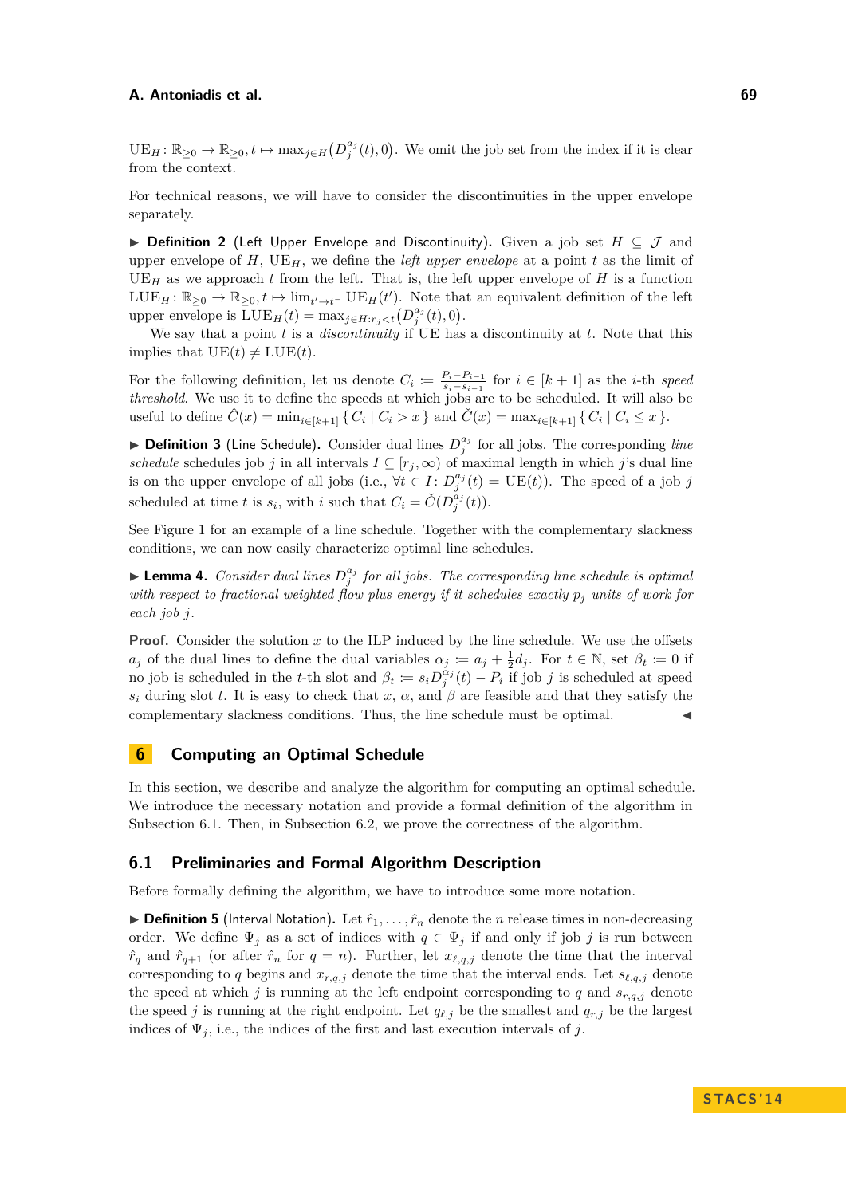$\mathrm{UE}_H : \mathbb{R}_{\geq 0} \to \mathbb{R}_{\geq 0}, t \mapsto \max_{j \in H}\big(D_j^{a_j}(t), 0\big)$. We omit the job set from the index if it is clear from the context.

For technical reasons, we will have to consider the discontinuities in the upper envelope separately.

▶ **Definition 2** (Left Upper Envelope and Discontinuity). Given a job set $H \subseteq \mathcal{J}$ and upper envelope of $H$, $\mathrm{UE}_H$, we define the *left upper envelope* at a point $t$ as the limit of $\mathrm{UE}_H$ as we approach $t$ from the left. That is, the left upper envelope of $H$ is a function $\mathrm{LUE}_H : \mathbb{R}_{\geq 0} \to \mathbb{R}_{\geq 0}, t \mapsto \lim_{t' \to t^-} \mathrm{UE}_H(t')$. Note that an equivalent definition of the left upper envelope is $\mathrm{LUE}_H(t) = \max_{j \in H : r_j < t}\big(D_j^{a_j}(t), 0\big)$.

We say that a point $t$ is a *discontinuity* if UE has a discontinuity at $t$. Note that this implies that $\mathrm{UE}(t) \neq \mathrm{LUE}(t)$.

For the following definition, let us denote $C_i := \frac{P_i - P_{i-1}}{s_i - s_{i-1}}$ for $i \in [k+1]$ as the $i$-th *speed threshold*. We use it to define the speeds at which jobs are to be scheduled. It will also be useful to define $\hat{C}(x) = \min_{i \in [k+1]} \{\, C_i \mid C_i > x \,\}$ and $\check{C}(x) = \max_{i \in [k+1]} \{\, C_i \mid C_i \leq x \,\}$.

▶ **Definition 3** (Line Schedule). Consider dual lines $D_j^{a_j}$ for all jobs. The corresponding *line schedule* schedules job $j$ in all intervals $I \subseteq [r_j, \infty)$ of maximal length in which $j$'s dual line is on the upper envelope of all jobs (i.e., $\forall t \in I : D_j^{a_j}(t) = \mathrm{UE}(t)$). The speed of a job $j$ scheduled at time $t$ is $s_i$, with $i$ such that $C_i = \check{C}(D_j^{a_j}(t))$.

See Figure 1 for an example of a line schedule. Together with the complementary slackness conditions, we can now easily characterize optimal line schedules.

▶ **Lemma 4.** *Consider dual lines $D_j^{a_j}$ for all jobs. The corresponding line schedule is optimal with respect to fractional weighted flow plus energy if it schedules exactly $p_j$ units of work for each job $j$.*

**Proof.** Consider the solution $x$ to the ILP induced by the line schedule. We use the offsets $a_j$ of the dual lines to define the dual variables $\alpha_j := a_j + \frac{1}{2}d_j$. For $t \in \mathbb{N}$, set $\beta_t := 0$ if no job is scheduled in the $t$-th slot and $\beta_t := s_i D_j^{\alpha_j}(t) - P_i$ if job $j$ is scheduled at speed $s_i$ during slot $t$. It is easy to check that $x$, $\alpha$, and $\beta$ are feasible and that they satisfy the complementary slackness conditions. Thus, the line schedule must be optimal. ◀

## 6 Computing an Optimal Schedule

In this section, we describe and analyze the algorithm for computing an optimal schedule. We introduce the necessary notation and provide a formal definition of the algorithm in Subsection 6.1. Then, in Subsection 6.2, we prove the correctness of the algorithm.

### 6.1 Preliminaries and Formal Algorithm Description

Before formally defining the algorithm, we have to introduce some more notation.

▶ **Definition 5** (Interval Notation). Let $\hat{r}_1, \ldots, \hat{r}_n$ denote the $n$ release times in non-decreasing order. We define $\Psi_j$ as a set of indices with $q \in \Psi_j$ if and only if job $j$ is run between $\hat{r}_q$ and $\hat{r}_{q+1}$ (or after $\hat{r}_n$ for $q = n$). Further, let $x_{\ell,q,j}$ denote the time that the interval corresponding to $q$ begins and $x_{r,q,j}$ denote the time that the interval ends. Let $s_{\ell,q,j}$ denote the speed at which $j$ is running at the left endpoint corresponding to $q$ and $s_{r,q,j}$ denote the speed $j$ is running at the right endpoint. Let $q_{\ell,j}$ be the smallest and $q_{r,j}$ be the largest indices of $\Psi_j$, i.e., the indices of the first and last execution intervals of $j$.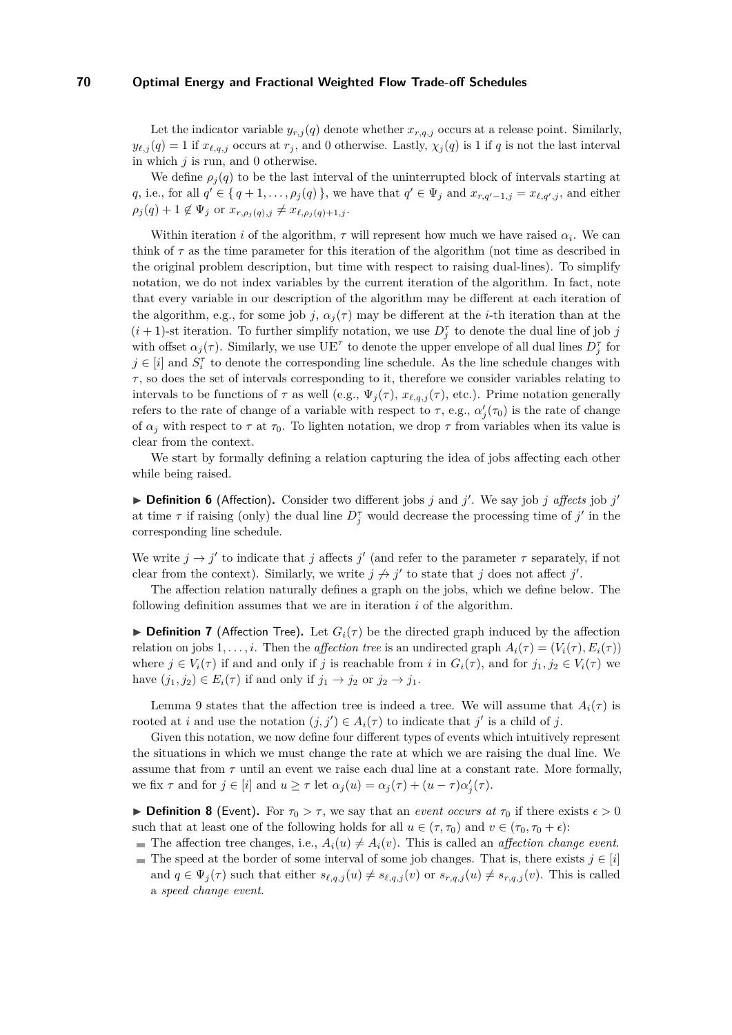Let the indicator variable $y_{r,j}(q)$ denote whether $x_{r,q,j}$ occurs at a release point. Similarly, $y_{\ell,j}(q) = 1$ if $x_{\ell,q,j}$ occurs at $r_j$, and 0 otherwise. Lastly, $\chi_j(q)$ is 1 if $q$ is not the last interval in which $j$ is run, and 0 otherwise.

We define $\rho_j(q)$ to be the last interval of the uninterrupted block of intervals starting at $q$, i.e., for all $q' \in \{ q+1, \ldots, \rho_j(q) \}$, we have that $q' \in \Psi_j$ and $x_{r,q'-1,j} = x_{\ell,q',j}$, and either $\rho_j(q)+1 \notin \Psi_j$ or $x_{r,\rho_j(q),j} \neq x_{\ell,\rho_j(q)+1,j}$.

Within iteration $i$ of the algorithm, $\tau$ will represent how much we have raised $\alpha_i$. We can think of $\tau$ as the time parameter for this iteration of the algorithm (not time as described in the original problem description, but time with respect to raising dual-lines). To simplify notation, we do not index variables by the current iteration of the algorithm. In fact, note that every variable in our description of the algorithm may be different at each iteration of the algorithm, e.g., for some job $j$, $\alpha_j(\tau)$ may be different at the $i$-th iteration than at the $(i+1)$-st iteration. To further simplify notation, we use $D_j^\tau$ to denote the dual line of job $j$ with offset $\alpha_j(\tau)$. Similarly, we use $\mathrm{UE}^\tau$ to denote the upper envelope of all dual lines $D_j^\tau$ for $j \in [i]$ and $S_i^\tau$ to denote the corresponding line schedule. As the line schedule changes with $\tau$, so does the set of intervals corresponding to it, therefore we consider variables relating to intervals to be functions of $\tau$ as well (e.g., $\Psi_j(\tau)$, $x_{\ell,q,j}(\tau)$, etc.). Prime notation generally refers to the rate of change of a variable with respect to $\tau$, e.g., $\alpha_j'(\tau_0)$ is the rate of change of $\alpha_j$ with respect to $\tau$ at $\tau_0$. To lighten notation, we drop $\tau$ from variables when its value is clear from the context.

We start by formally defining a relation capturing the idea of jobs affecting each other while being raised.

▶ **Definition 6** (Affection). Consider two different jobs $j$ and $j'$. We say job $j$ *affects* job $j'$ at time $\tau$ if raising (only) the dual line $D_j^\tau$ would decrease the processing time of $j'$ in the corresponding line schedule.

We write $j \to j'$ to indicate that $j$ affects $j'$ (and refer to the parameter $\tau$ separately, if not clear from the context). Similarly, we write $j \not\to j'$ to state that $j$ does not affect $j'$.

The affection relation naturally defines a graph on the jobs, which we define below. The following definition assumes that we are in iteration $i$ of the algorithm.

▶ **Definition 7** (Affection Tree). Let $G_i(\tau)$ be the directed graph induced by the affection relation on jobs $1, \ldots, i$. Then the *affection tree* is an undirected graph $A_i(\tau) = (V_i(\tau), E_i(\tau))$ where $j \in V_i(\tau)$ if and and only if $j$ is reachable from $i$ in $G_i(\tau)$, and for $j_1, j_2 \in V_i(\tau)$ we have $(j_1, j_2) \in E_i(\tau)$ if and only if $j_1 \to j_2$ or $j_2 \to j_1$.

Lemma 9 states that the affection tree is indeed a tree. We will assume that $A_i(\tau)$ is rooted at $i$ and use the notation $(j, j') \in A_i(\tau)$ to indicate that $j'$ is a child of $j$.

Given this notation, we now define four different types of events which intuitively represent the situations in which we must change the rate at which we are raising the dual line. We assume that from $\tau$ until an event we raise each dual line at a constant rate. More formally, we fix $\tau$ and for $j \in [i]$ and $u \geq \tau$ let $\alpha_j(u) = \alpha_j(\tau) + (u - \tau)\alpha_j'(\tau)$.

▶ **Definition 8** (Event). For $\tau_0 > \tau$, we say that an *event occurs at* $\tau_0$ if there exists $\epsilon > 0$ such that at least one of the following holds for all $u \in (\tau, \tau_0)$ and $v \in (\tau_0, \tau_0 + \epsilon)$:

- The affection tree changes, i.e., $A_i(u) \neq A_i(v)$. This is called an *affection change event*.
- The speed at the border of some interval of some job changes. That is, there exists $j \in [i]$ and $q \in \Psi_j(\tau)$ such that either $s_{\ell,q,j}(u) \neq s_{\ell,q,j}(v)$ or $s_{r,q,j}(u) \neq s_{r,q,j}(v)$. This is called a *speed change event*.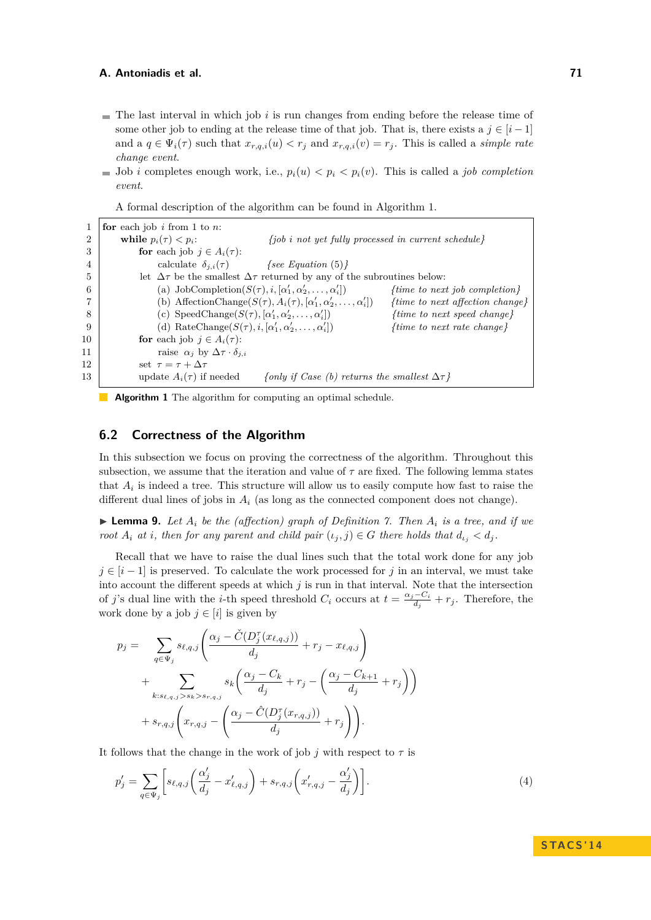- The last interval in which job $i$ is run changes from ending before the release time of some other job to ending at the release time of that job. That is, there exists a $j \in [i-1]$ and a $q \in \Psi_i(\tau)$ such that $x_{r,q,i}(u) < r_j$ and $x_{r,q,i}(v) = r_j$. This is called a *simple rate change event*.
- Job $i$ completes enough work, i.e., $p_i(u) < p_i < p_i(v)$. This is called a *job completion event*.

A formal description of the algorithm can be found in Algorithm 1.

```
1   for each job i from 1 to n:
2     while p_i(τ) < p_i:                  {job i not yet fully processed in current schedule}
3       for each job j ∈ A_i(τ):
4         calculate δ_{j,i}(τ)             {see Equation (5)}
5       let Δτ be the smallest Δτ returned by any of the subroutines below:
6         (a) JobCompletion(S(τ), i, [α'_1, α'_2, ..., α'_i])        {time to next job completion}
7         (b) AffectionChange(S(τ), A_i(τ), [α'_1, α'_2, ..., α'_i]) {time to next affection change}
8         (c) SpeedChange(S(τ), [α'_1, α'_2, ..., α'_i])             {time to next speed change}
9         (d) RateChange(S(τ), i, [α'_1, α'_2, ..., α'_i])           {time to next rate change}
10      for each job j ∈ A_i(τ):
11        raise α_j by Δτ · δ_{j,i}
12      set τ = τ + Δτ
13      update A_i(τ) if needed           {only if Case (b) returns the smallest Δτ}
```

**Algorithm 1** The algorithm for computing an optimal schedule.

## 6.2 Correctness of the Algorithm

In this subsection we focus on proving the correctness of the algorithm. Throughout this subsection, we assume that the iteration and value of $\tau$ are fixed. The following lemma states that $A_i$ is indeed a tree. This structure will allow us to easily compute how fast to raise the different dual lines of jobs in $A_i$ (as long as the connected component does not change).

▶ **Lemma 9.** *Let $A_i$ be the (affection) graph of Definition 7. Then $A_i$ is a tree, and if we root $A_i$ at $i$, then for any parent and child pair $(\iota_j, j) \in G$ there holds that $d_{\iota_j} < d_j$.*

Recall that we have to raise the dual lines such that the total work done for any job $j \in [i-1]$ is preserved. To calculate the work processed for $j$ in an interval, we must take into account the different speeds at which $j$ is run in that interval. Note that the intersection of $j$'s dual line with the $i$-th speed threshold $C_i$ occurs at $t = \frac{\alpha_j - C_i}{d_j} + r_j$. Therefore, the work done by a job $j \in [i]$ is given by

$$
\begin{aligned}
p_j = & \sum_{q \in \Psi_j} s_{\ell,q,j}\left(\frac{\alpha_j - \check{C}(D_j^\tau(x_{\ell,q,j}))}{d_j} + r_j - x_{\ell,q,j}\right) \\
& + \sum_{k: s_{\ell,q,j} > s_k > s_{r,q,j}} s_k\left(\frac{\alpha_j - C_k}{d_j} + r_j - \left(\frac{\alpha_j - C_{k+1}}{d_j} + r_j\right)\right) \\
& + s_{r,q,j}\left(x_{r,q,j} - \left(\frac{\alpha_j - \hat{C}(D_j^\tau(x_{r,q,j}))}{d_j} + r_j\right)\right).
\end{aligned}
$$

It follows that the change in the work of job $j$ with respect to $\tau$ is

$$
p'_j = \sum_{q \in \Psi_j}\left[s_{\ell,q,j}\left(\frac{\alpha'_j}{d_j} - x'_{\ell,q,j}\right) + s_{r,q,j}\left(x'_{r,q,j} - \frac{\alpha'_j}{d_j}\right)\right]. \tag{4}
$$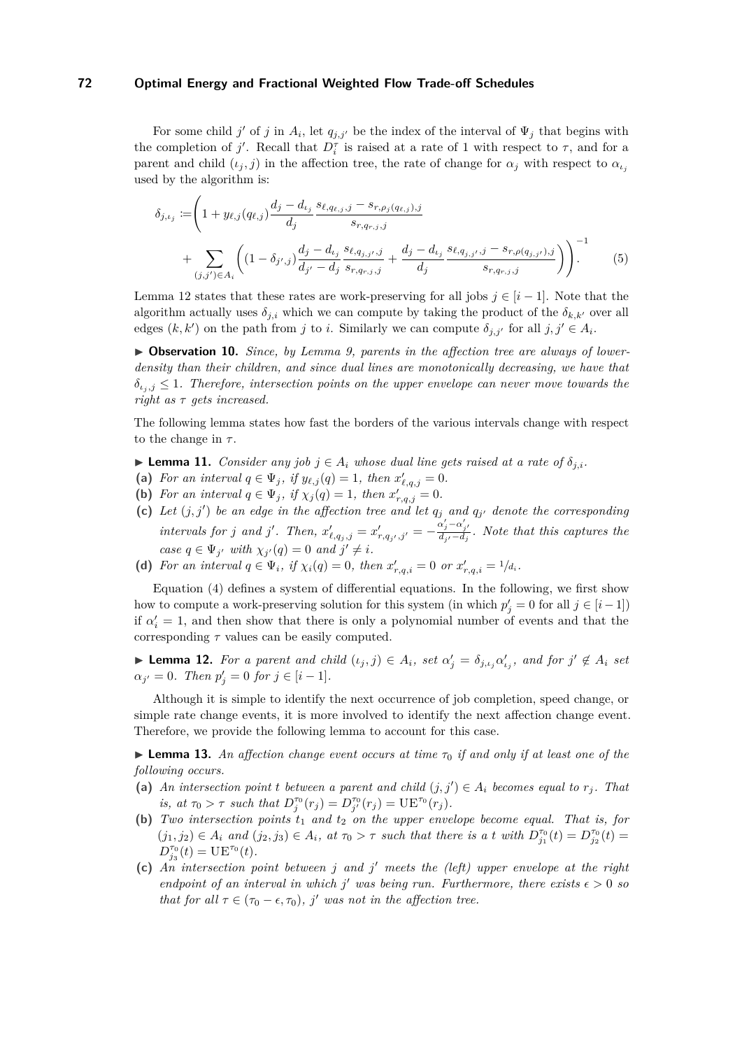For some child $j'$ of $j$ in $A_i$, let $q_{j,j'}$ be the index of the interval of $\Psi_j$ that begins with the completion of $j'$. Recall that $D_i^\tau$ is raised at a rate of 1 with respect to $\tau$, and for a parent and child $(\iota_j, j)$ in the affection tree, the rate of change for $\alpha_j$ with respect to $\alpha_{\iota_j}$ used by the algorithm is:

$$\delta_{j,\iota_j} := \left(1 + y_{\ell,j}(q_{\ell,j}) \frac{d_j - d_{\iota_j}}{d_j} \frac{s_{\ell,q_{\ell,j},j} - s_{r,\rho_j(q_{\ell,j}),j}}{s_{r,q_{r,j},j}} + \sum_{(j,j') \in A_i} \left( (1 - \delta_{j',j}) \frac{d_j - d_{\iota_j}}{d_{j'} - d_j} \frac{s_{\ell,q_{j,j'},j}}{s_{r,q_{r,j},j}} + \frac{d_j - d_{\iota_j}}{d_j} \frac{s_{\ell,q_{j,j'},j} - s_{r,\rho(q_{j,j'}),j}}{s_{r,q_{r,j},j}} \right) \right)^{-1}. \quad (5)$$

Lemma 12 states that these rates are work-preserving for all jobs $j \in [i-1]$. Note that the algorithm actually uses $\delta_{j,i}$ which we can compute by taking the product of the $\delta_{k,k'}$ over all edges $(k, k')$ on the path from $j$ to $i$. Similarly we can compute $\delta_{j,j'}$ for all $j, j' \in A_i$.

▶ **Observation 10.** *Since, by Lemma 9, parents in the affection tree are always of lower-density than their children, and since dual lines are monotonically decreasing, we have that $\delta_{\iota_j,j} \le 1$. Therefore, intersection points on the upper envelope can never move towards the right as $\tau$ gets increased.*

The following lemma states how fast the borders of the various intervals change with respect to the change in $\tau$.

▶ **Lemma 11.** *Consider any job $j \in A_i$ whose dual line gets raised at a rate of $\delta_{j,i}$.*

**(a)** *For an interval $q \in \Psi_j$, if $y_{\ell,j}(q) = 1$, then $x'_{\ell,q,j} = 0$.*

**(b)** *For an interval $q \in \Psi_j$, if $\chi_j(q) = 1$, then $x'_{r,q,j} = 0$.*

**(c)** *Let $(j, j')$ be an edge in the affection tree and let $q_j$ and $q_{j'}$ denote the corresponding intervals for $j$ and $j'$. Then, $x'_{\ell,q_j,j} = x'_{r,q_{j'},j'} = -\frac{\alpha'_j - \alpha'_{j'}}{d_{j'} - d_j}$. Note that this captures the case $q \in \Psi_{j'}$ with $\chi_{j'}(q) = 0$ and $j' \neq i$.*

**(d)** *For an interval $q \in \Psi_i$, if $\chi_i(q) = 0$, then $x'_{r,q,i} = 0$ or $x'_{r,q,i} = 1/d_i$.*

Equation (4) defines a system of differential equations. In the following, we first show how to compute a work-preserving solution for this system (in which $p'_j = 0$ for all $j \in [i-1]$) if $\alpha'_i = 1$, and then show that there is only a polynomial number of events and that the corresponding $\tau$ values can be easily computed.

▶ **Lemma 12.** *For a parent and child $(\iota_j, j) \in A_i$, set $\alpha'_j = \delta_{j,\iota_j} \alpha'_{\iota_j}$, and for $j' \notin A_i$ set $\alpha_{j'} = 0$. Then $p'_j = 0$ for $j \in [i-1]$.*

Although it is simple to identify the next occurrence of job completion, speed change, or simple rate change events, it is more involved to identify the next affection change event. Therefore, we provide the following lemma to account for this case.

▶ **Lemma 13.** *An affection change event occurs at time $\tau_0$ if and only if at least one of the following occurs.*

**(a)** *An intersection point $t$ between a parent and child $(j, j') \in A_i$ becomes equal to $r_j$. That is, at $\tau_0 > \tau$ such that $D_j^{\tau_0}(r_j) = D_{j'}^{\tau_0}(r_j) = \mathrm{UE}^{\tau_0}(r_j)$.*

**(b)** *Two intersection points $t_1$ and $t_2$ on the upper envelope become equal. That is, for $(j_1, j_2) \in A_i$ and $(j_2, j_3) \in A_i$, at $\tau_0 > \tau$ such that there is a $t$ with $D_{j_1}^{\tau_0}(t) = D_{j_2}^{\tau_0}(t) = D_{j_3}^{\tau_0}(t) = \mathrm{UE}^{\tau_0}(t)$.*

**(c)** *An intersection point between $j$ and $j'$ meets the (left) upper envelope at the right endpoint of an interval in which $j'$ was being run. Furthermore, there exists $\epsilon > 0$ so that for all $\tau \in (\tau_0 - \epsilon, \tau_0)$, $j'$ was not in the affection tree.*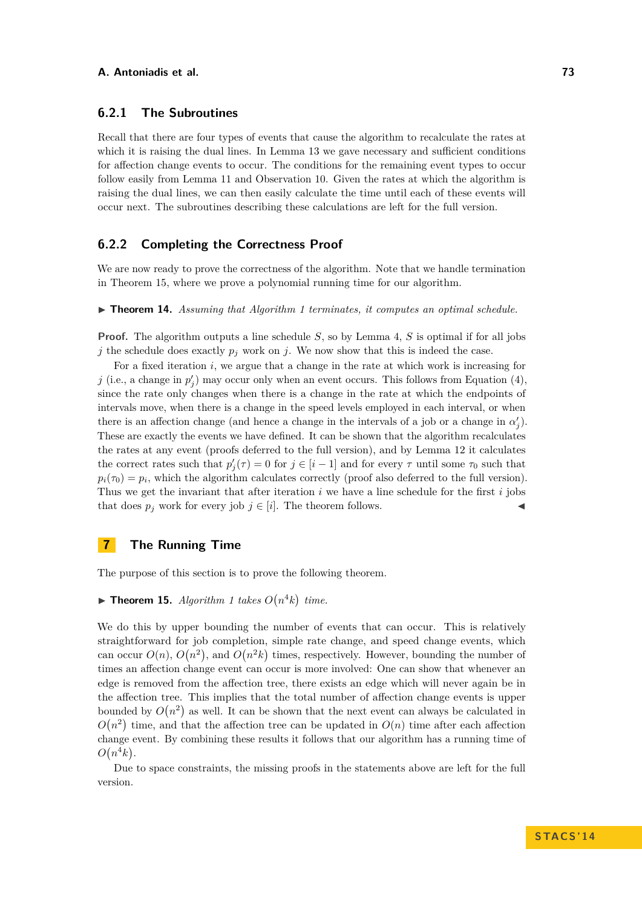### 6.2.1 The Subroutines

Recall that there are four types of events that cause the algorithm to recalculate the rates at which it is raising the dual lines. In Lemma 13 we gave necessary and sufficient conditions for affection change events to occur. The conditions for the remaining event types to occur follow easily from Lemma 11 and Observation 10. Given the rates at which the algorithm is raising the dual lines, we can then easily calculate the time until each of these events will occur next. The subroutines describing these calculations are left for the full version.

### 6.2.2 Completing the Correctness Proof

We are now ready to prove the correctness of the algorithm. Note that we handle termination in Theorem 15, where we prove a polynomial running time for our algorithm.

▶ **Theorem 14.** *Assuming that Algorithm 1 terminates, it computes an optimal schedule.*

**Proof.** The algorithm outputs a line schedule $S$, so by Lemma 4, $S$ is optimal if for all jobs $j$ the schedule does exactly $p_j$ work on $j$. We now show that this is indeed the case.

For a fixed iteration $i$, we argue that a change in the rate at which work is increasing for $j$ (i.e., a change in $p'_j$) may occur only when an event occurs. This follows from Equation (4), since the rate only changes when there is a change in the rate at which the endpoints of intervals move, when there is a change in the speed levels employed in each interval, or when there is an affection change (and hence a change in the intervals of a job or a change in $\alpha'_j$). These are exactly the events we have defined. It can be shown that the algorithm recalculates the rates at any event (proofs deferred to the full version), and by Lemma 12 it calculates the correct rates such that $p'_j(\tau) = 0$ for $j \in [i-1]$ and for every $\tau$ until some $\tau_0$ such that $p_i(\tau_0) = p_i$, which the algorithm calculates correctly (proof also deferred to the full version). Thus we get the invariant that after iteration $i$ we have a line schedule for the first $i$ jobs that does $p_j$ work for every job $j \in [i]$. The theorem follows. ◀

## 7 The Running Time

The purpose of this section is to prove the following theorem.

▶ **Theorem 15.** *Algorithm 1 takes $O(n^4 k)$ time.*

We do this by upper bounding the number of events that can occur. This is relatively straightforward for job completion, simple rate change, and speed change events, which can occur $O(n)$, $O(n^2)$, and $O(n^2 k)$ times, respectively. However, bounding the number of times an affection change event can occur is more involved: One can show that whenever an edge is removed from the affection tree, there exists an edge which will never again be in the affection tree. This implies that the total number of affection change events is upper bounded by $O(n^2)$ as well. It can be shown that the next event can always be calculated in $O(n^2)$ time, and that the affection tree can be updated in $O(n)$ time after each affection change event. By combining these results it follows that our algorithm has a running time of $O(n^4 k)$.

Due to space constraints, the missing proofs in the statements above are left for the full version.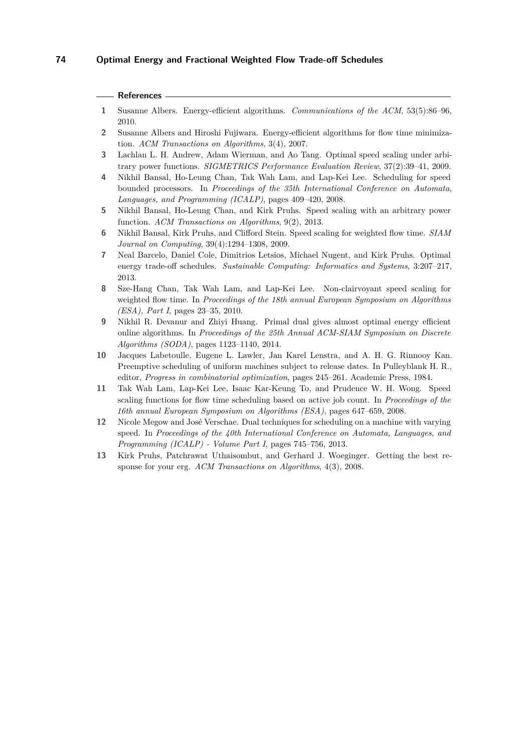## References

1. Susanne Albers. Energy-efficient algorithms. *Communications of the ACM*, 53(5):86–96, 2010.
2. Susanne Albers and Hiroshi Fujiwara. Energy-efficient algorithms for flow time minimization. *ACM Transactions on Algorithms*, 3(4), 2007.
3. Lachlan L. H. Andrew, Adam Wierman, and Ao Tang. Optimal speed scaling under arbitrary power functions. *SIGMETRICS Performance Evaluation Review*, 37(2):39–41, 2009.
4. Nikhil Bansal, Ho-Leung Chan, Tak Wah Lam, and Lap-Kei Lee. Scheduling for speed bounded processors. In *Proceedings of the 35th International Conference on Automata, Languages, and Programming (ICALP)*, pages 409–420, 2008.
5. Nikhil Bansal, Ho-Leung Chan, and Kirk Pruhs. Speed scaling with an arbitrary power function. *ACM Transactions on Algorithms*, 9(2), 2013.
6. Nikhil Bansal, Kirk Pruhs, and Clifford Stein. Speed scaling for weighted flow time. *SIAM Journal on Computing*, 39(4):1294–1308, 2009.
7. Neal Barcelo, Daniel Cole, Dimitrios Letsios, Michael Nugent, and Kirk Pruhs. Optimal energy trade-off schedules. *Sustainable Computing: Informatics and Systems*, 3:207–217, 2013.
8. Sze-Hang Chan, Tak Wah Lam, and Lap-Kei Lee. Non-clairvoyant speed scaling for weighted flow time. In *Proceedings of the 18th annual European Symposium on Algorithms (ESA), Part I*, pages 23–35, 2010.
9. Nikhil R. Devanur and Zhiyi Huang. Primal dual gives almost optimal energy efficient online algorithms. In *Proceedings of the 25th Annual ACM-SIAM Symposium on Discrete Algorithms (SODA)*, pages 1123–1140, 2014.
10. Jacques Labetoulle, Eugene L. Lawler, Jan Karel Lenstra, and A. H. G. Rinnooy Kan. Preemptive scheduling of uniform machines subject to release dates. In Pulleyblank H. R., editor, *Progress in combinatorial optimization*, pages 245–261. Academic Press, 1984.
11. Tak Wah Lam, Lap-Kei Lee, Isaac Kar-Keung To, and Prudence W. H. Wong. Speed scaling functions for flow time scheduling based on active job count. In *Proceedings of the 16th annual European Symposium on Algorithms (ESA)*, pages 647–659, 2008.
12. Nicole Megow and José Verschae. Dual techniques for scheduling on a machine with varying speed. In *Proceedings of the 40th International Conference on Automata, Languages, and Programming (ICALP) - Volume Part I*, pages 745–756, 2013.
13. Kirk Pruhs, Patchrawat Uthaisombut, and Gerhard J. Woeginger. Getting the best response for your erg. *ACM Transactions on Algorithms*, 4(3), 2008.